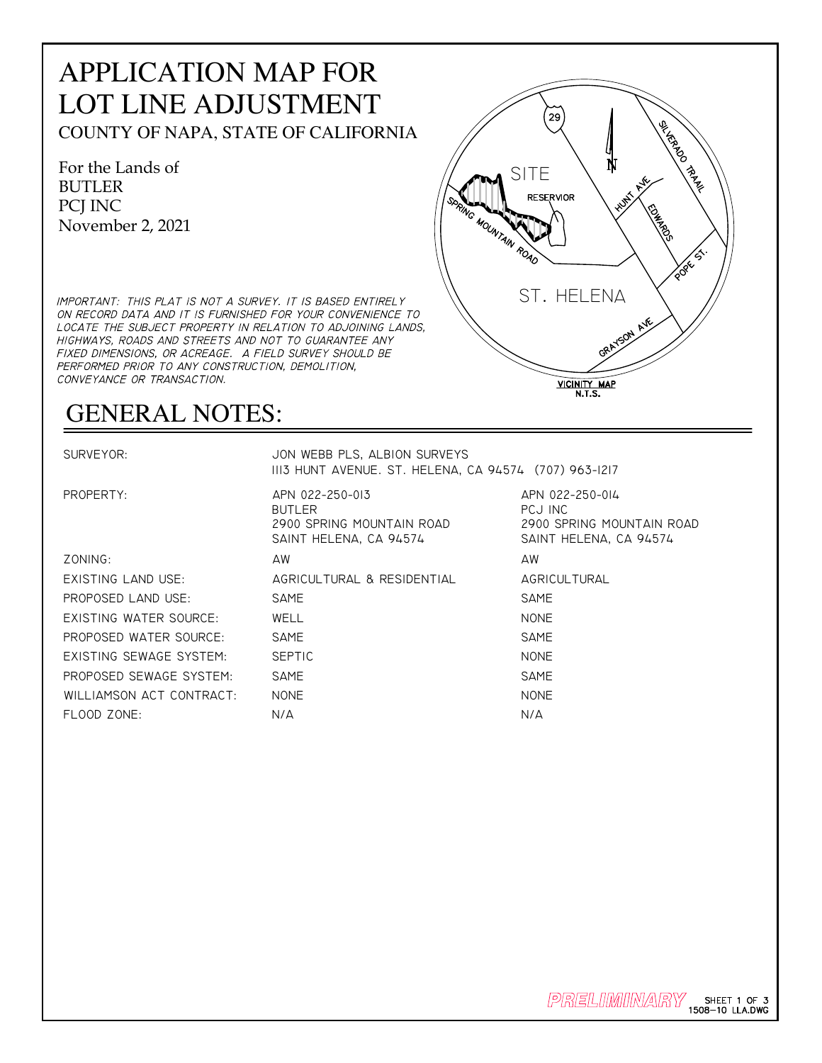# APPLICATION MAP FOR LOT LINE ADJUSTMENT

COUNTY OF NAPA, STATE OF CALIFORNIA

For the Lands of
BUTLER
PCJ INC
November 2, 2021

*IMPORTANT: THIS PLAT IS NOT A SURVEY. IT IS BASED ENTIRELY ON RECORD DATA AND IT IS FURNISHED FOR YOUR CONVENIENCE TO LOCATE THE SUBJECT PROPERTY IN RELATION TO ADJOINING LANDS, HIGHWAYS, ROADS AND STREETS AND NOT TO GUARANTEE ANY FIXED DIMENSIONS, OR ACREAGE. A FIELD SURVEY SHOULD BE PERFORMED PRIOR TO ANY CONSTRUCTION, DEMOLITION, CONVEYANCE OR TRANSACTION.*

29
N
SITE
RESERVIOR
SPRING MOUNTAIN ROAD
HUNT AVE
EDWARDS
SILVERADO TRAIL
POPE ST.
ST. HELENA
GRAYSON AVE

**VICINITY MAP**
**N.T.S.**

## GENERAL NOTES:

| | | |
|---|---|---|
| SURVEYOR: | JON WEBB PLS, ALBION SURVEYS<br>1113 HUNT AVENUE. ST. HELENA, CA 94574 (707) 963-1217 | |
| PROPERTY: | APN 022-250-013<br>BUTLER<br>2900 SPRING MOUNTAIN ROAD<br>SAINT HELENA, CA 94574 | APN 022-250-014<br>PCJ INC<br>2900 SPRING MOUNTAIN ROAD<br>SAINT HELENA, CA 94574 |
| ZONING: | AW | AW |
| EXISTING LAND USE: | AGRICULTURAL & RESIDENTIAL | AGRICULTURAL |
| PROPOSED LAND USE: | SAME | SAME |
| EXISTING WATER SOURCE: | WELL | NONE |
| PROPOSED WATER SOURCE: | SAME | SAME |
| EXISTING SEWAGE SYSTEM: | SEPTIC | NONE |
| PROPOSED SEWAGE SYSTEM: | SAME | SAME |
| WILLIAMSON ACT CONTRACT: | NONE | NONE |
| FLOOD ZONE: | N/A | N/A |

PRELIMINARY

SHEET 1 OF 3
1508-10 LLA.DWG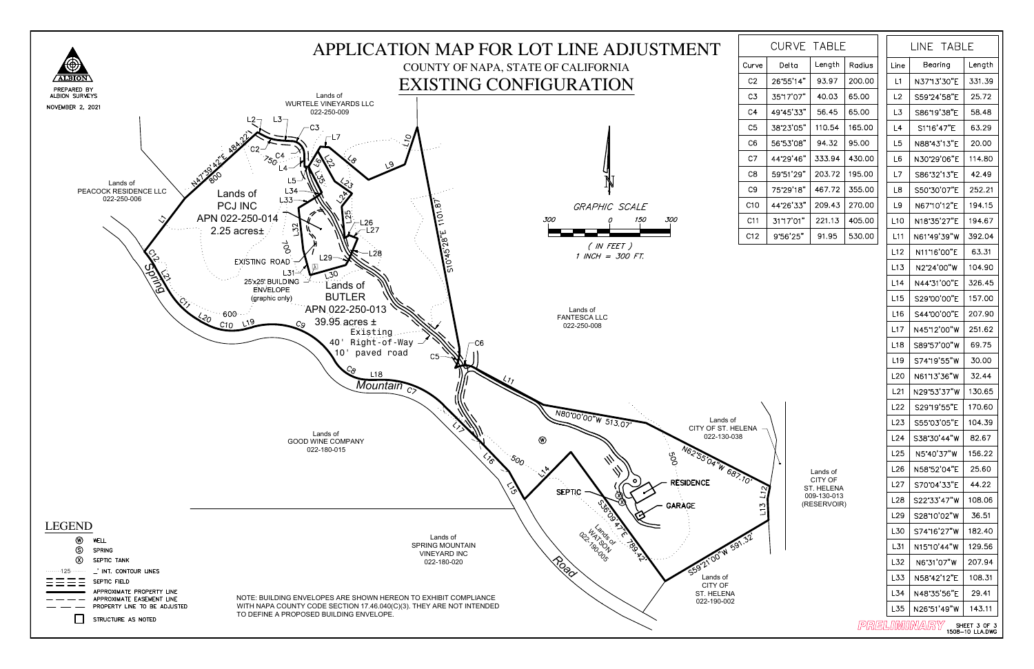# APPLICATION MAP FOR LOT LINE ADJUSTMENT

COUNTY OF NAPA, STATE OF CALIFORNIA

## EXISTING CONFIGURATION

ALBION

PREPARED BY ALBION SURVEYS

NOVEMBER 2, 2021

Lands of WURTELE VINEYARDS LLC 022-250-009

Lands of PEACOCK RESIDENCE LLC 022-250-006

Lands of PCJ INC APN 022-250-014 2.25 acres±

Lands of BUTLER APN 022-250-013 39.95 acres ±

Existing 40' Right-of-Way 10' paved road

EXISTING ROAD

25'x25' BUILDING ENVELOPE (graphic only)

Lands of FANTESCA LLC 022-250-008

Lands of CITY OF ST. HELENA 022-130-038

Lands of CITY OF ST. HELENA 009-130-013 (RESERVOIR)

Lands of GOOD WINE COMPANY 022-180-015

Lands of SPRING MOUNTAIN VINEYARD INC 022-180-020

Lands of WATSON 022-190-005

Lands of CITY OF ST. HELENA 022-190-002

Spring Mountain Road

N47°39'42"E 484.22'

S10°43'28"E 1101.87'

N80°00'00"W 513.07'

N62°55'04"W 687.10'

S36°09'47"E 789.42'

S59°21'00"W 591.32'

SEPTIC

RESIDENCE

GARAGE

GRAPHIC SCALE

( IN FEET )
1 INCH = 300 FT.

| Curve | Delta | Length | Radius |
|---|---|---|---|
| C2 | 26°55'14" | 93.97 | 200.00 |
| C3 | 35°17'07" | 40.03 | 65.00 |
| C4 | 49°45'33" | 56.45 | 65.00 |
| C5 | 38°23'05" | 110.54 | 165.00 |
| C6 | 56°53'08" | 94.32 | 95.00 |
| C7 | 44°29'46" | 333.94 | 430.00 |
| C8 | 59°51'29" | 203.72 | 195.00 |
| C9 | 75°29'18" | 467.72 | 355.00 |
| C10 | 44°26'33" | 209.43 | 270.00 |
| C11 | 31°17'01" | 221.13 | 405.00 |
| C12 | 9°56'25" | 91.95 | 530.00 |

| Line | Bearing | Length |
|---|---|---|
| L1 | N37°13'30"E | 331.39 |
| L2 | S59°24'58"E | 25.72 |
| L3 | S86°19'38"E | 58.48 |
| L4 | S1°16'47"E | 63.29 |
| L5 | N88°43'13"E | 20.00 |
| L6 | N30°29'06"E | 114.80 |
| L7 | S86°32'13"E | 42.49 |
| L8 | S50°30'07"E | 252.21 |
| L9 | N67°10'12"E | 194.15 |
| L10 | N18°35'27"E | 194.67 |
| L11 | N61°49'39"W | 392.04 |
| L12 | N11°16'00"E | 63.31 |
| L13 | N2°24'00"W | 104.90 |
| L14 | N44°31'00"E | 326.45 |
| L15 | S29°00'00"E | 157.00 |
| L16 | S44°00'00"E | 207.90 |
| L17 | N45°12'00"W | 251.62 |
| L18 | S89°57'00"W | 69.75 |
| L19 | S74°19'55"W | 30.00 |
| L20 | N61°13'36"W | 32.44 |
| L21 | N29°53'37"W | 130.65 |
| L22 | S29°19'55"E | 170.60 |
| L23 | S55°03'05"E | 104.39 |
| L24 | S38°30'44"W | 82.67 |
| L25 | N5°40'37"W | 156.22 |
| L26 | N58°52'04"E | 25.60 |
| L27 | S70°04'33"E | 44.22 |
| L28 | S22°33'47"W | 108.06 |
| L29 | S28°10'02"W | 36.51 |
| L30 | S74°16'27"W | 182.40 |
| L31 | N15°10'44"W | 129.56 |
| L32 | N6°31'07"W | 207.94 |
| L33 | N58°42'12"E | 108.31 |
| L34 | N48°35'56"E | 29.41 |
| L35 | N26°51'49"W | 143.11 |

## LEGEND

- (W) WELL
- (S) SPRING
- (X) SEPTIC TANK
- 125 _' INT. CONTOUR LINES
- SEPTIC FIELD
- APPROXIMATE PROPERTY LINE
- APPROXIMATE EASEMENT LINE
- PROPERTY LINE TO BE ADJUSTED
- STRUCTURE AS NOTED

NOTE: BUILDING ENVELOPES ARE SHOWN HEREON TO EXHIBIT COMPLIANCE WITH NAPA COUNTY CODE SECTION 17.46.040(C)(3). THEY ARE NOT INTENDED TO DEFINE A PROPOSED BUILDING ENVELOPE.

PRELIMINARY

SHEET 3 OF 3
1508-10 LLA.DWG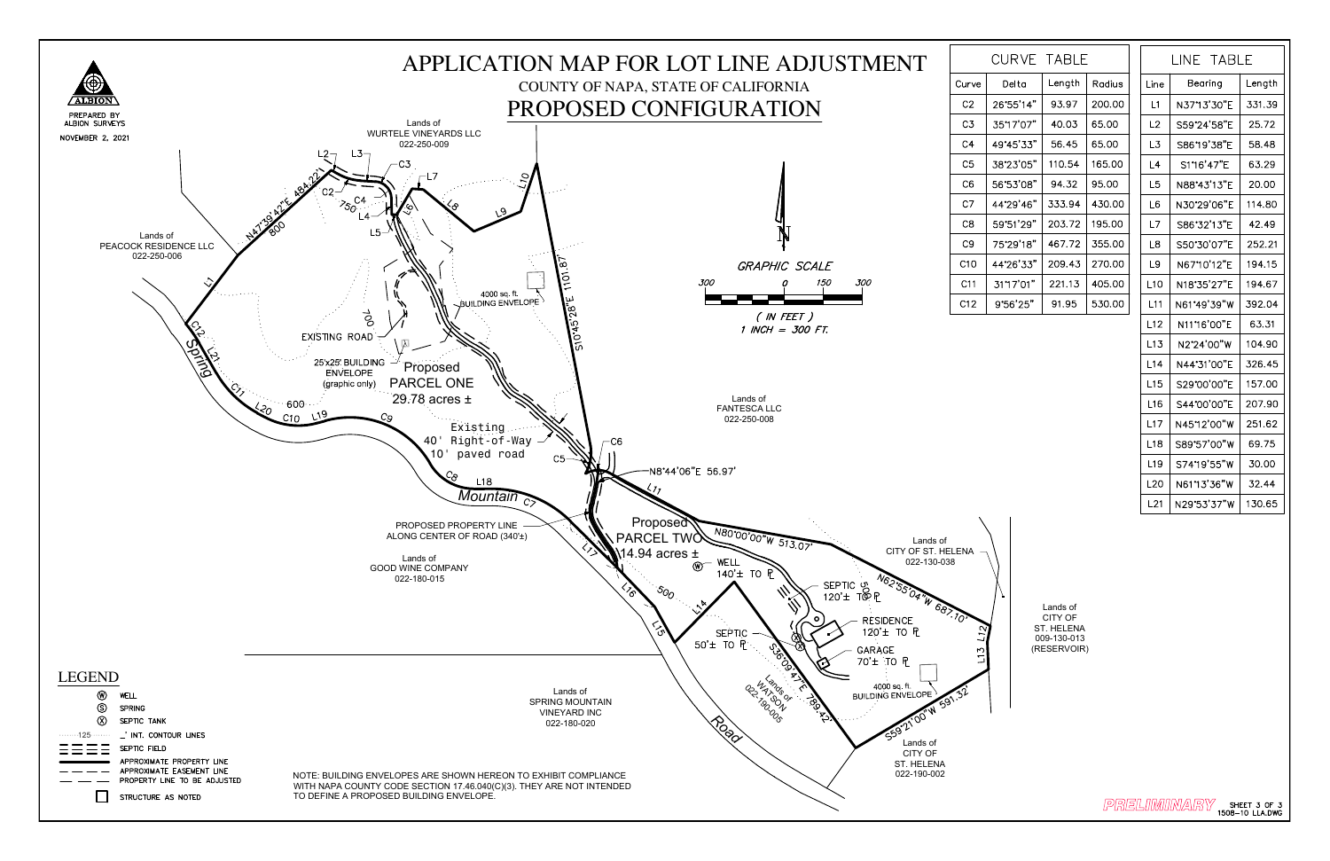# APPLICATION MAP FOR LOT LINE ADJUSTMENT

COUNTY OF NAPA, STATE OF CALIFORNIA

## PROPOSED CONFIGURATION

ALBION
PREPARED BY
ALBION SURVEYS
NOVEMBER 2, 2021

| CURVE TABLE | | | |
|---|---|---|---|
| Curve | Delta | Length | Radius |
| C2 | 26°55'14" | 93.97 | 200.00 |
| C3 | 35°17'07" | 40.03 | 65.00 |
| C4 | 49°45'33" | 56.45 | 65.00 |
| C5 | 38°23'05" | 110.54 | 165.00 |
| C6 | 56°53'08" | 94.32 | 95.00 |
| C7 | 44°29'46" | 333.94 | 430.00 |
| C8 | 59°51'29" | 203.72 | 195.00 |
| C9 | 75°29'18" | 467.72 | 355.00 |
| C10 | 44°26'33" | 209.43 | 270.00 |
| C11 | 31°17'01" | 221.13 | 405.00 |
| C12 | 9°56'25" | 91.95 | 530.00 |

| LINE TABLE | | |
|---|---|---|
| Line | Bearing | Length |
| L1 | N37°13'30"E | 331.39 |
| L2 | S59°24'58"E | 25.72 |
| L3 | S86°19'38"E | 58.48 |
| L4 | S1°16'47"E | 63.29 |
| L5 | N88°43'13"E | 20.00 |
| L6 | N30°29'06"E | 114.80 |
| L7 | S86°32'13"E | 42.49 |
| L8 | S50°30'07"E | 252.21 |
| L9 | N67°10'12"E | 194.15 |
| L10 | N18°35'27"E | 194.67 |
| L11 | N61°49'39"W | 392.04 |
| L12 | N11°16'00"E | 63.31 |
| L13 | N2°24'00"W | 104.90 |
| L14 | N44°31'00"E | 326.45 |
| L15 | S29°00'00"E | 157.00 |
| L16 | S44°00'00"E | 207.90 |
| L17 | N45°12'00"W | 251.62 |
| L18 | S89°57'00"W | 69.75 |
| L19 | S74°19'55"W | 30.00 |
| L20 | N61°13'36"W | 32.44 |
| L21 | N29°53'37"W | 130.65 |

Lands of WURTELE VINEYARDS LLC 022-250-009

Lands of PEACOCK RESIDENCE LLC 022-250-006

Lands of FANTESCA LLC 022-250-008

Lands of CITY OF ST. HELENA 022-130-038

Lands of CITY OF ST. HELENA 009-130-013 (RESERVOIR)

Lands of GOOD WINE COMPANY 022-180-015

Lands of SPRING MOUNTAIN VINEYARD INC 022-180-020

Lands of WATSON 022-190-005

Lands of CITY OF ST. HELENA 022-190-002

N47°39'42"E 484.22'

S10°43'28"E 1101.87'

N8°44'06"E 56.97'

N80°00'00"W 513.07'

N62°55'04"W 687.10'

S36°09'47"E 789.42'

S59°21'00"W 591.32'

Proposed PARCEL ONE 29.78 acres ±

Proposed PARCEL TWO 14.94 acres ±

EXISTING ROAD

25'x25' BUILDING ENVELOPE (graphic only)

4000 sq. ft. BUILDING ENVELOPE

Existing 40' Right-of-Way 10' paved road

PROPOSED PROPERTY LINE ALONG CENTER OF ROAD (340'±)

WELL 140'± TO ℄

SEPTIC 120'± TO ℄

RESIDENCE 120'± TO ℄

GARAGE 70'± TO ℄

SEPTIC 50'± TO ℄

Spring Mountain Road

GRAPHIC SCALE

300 0 150 300

( IN FEET )
1 INCH = 300 FT.

## LEGEND

- Ⓦ WELL
- Ⓢ SPRING
- ⓧ SEPTIC TANK
- ……125…… _' INT. CONTOUR LINES
- SEPTIC FIELD
- APPROXIMATE PROPERTY LINE
- APPROXIMATE EASEMENT LINE
- PROPERTY LINE TO BE ADJUSTED
- STRUCTURE AS NOTED

NOTE: BUILDING ENVELOPES ARE SHOWN HEREON TO EXHIBIT COMPLIANCE WITH NAPA COUNTY CODE SECTION 17.46.040(C)(3). THEY ARE NOT INTENDED TO DEFINE A PROPOSED BUILDING ENVELOPE.

PRELIMINARY

SHEET 3 OF 3
1508-10 LLA.DWG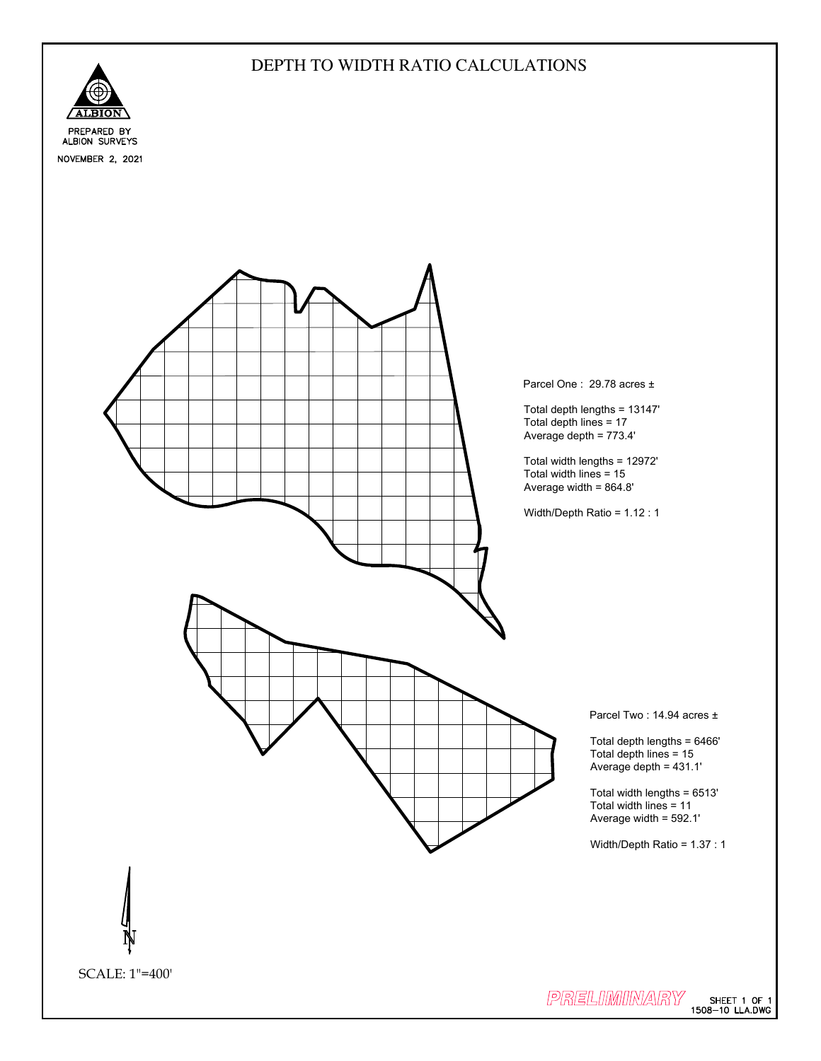# DEPTH TO WIDTH RATIO CALCULATIONS

ALBION

PREPARED BY
ALBION SURVEYS

NOVEMBER 2, 2021

Parcel One : 29.78 acres ±

Total depth lengths = 13147'
Total depth lines = 17
Average depth = 773.4'

Total width lengths = 12972'
Total width lines = 15
Average width = 864.8'

Width/Depth Ratio = 1.12 : 1

Parcel Two : 14.94 acres ±

Total depth lengths = 6466'
Total depth lines = 15
Average depth = 431.1'

Total width lengths = 6513'
Total width lines = 11
Average width = 592.1'

Width/Depth Ratio = 1.37 : 1

N

SCALE: 1"=400'

PRELIMINARY

SHEET 1 OF 1
1508-10 LLA.DWG